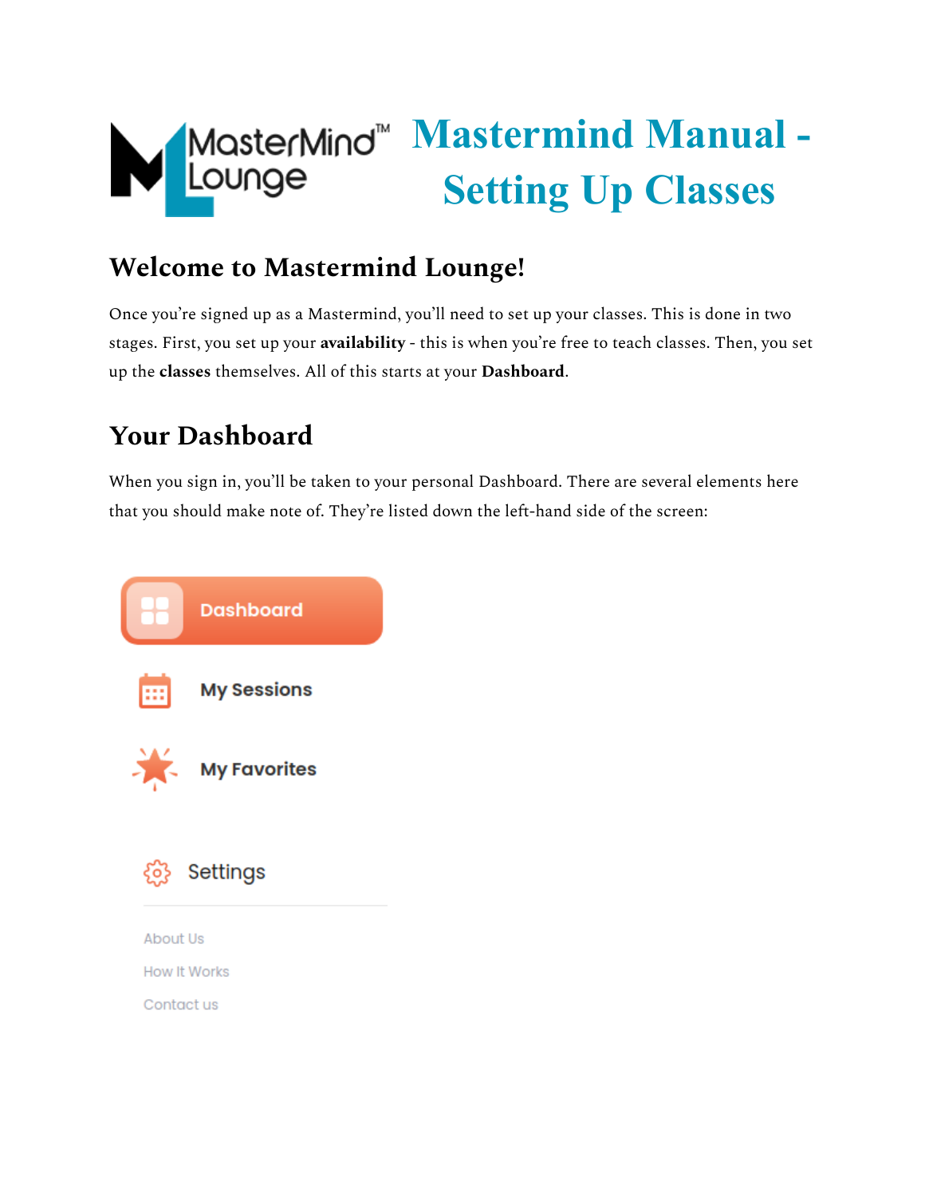# Mastermind Manual - Setting Up Classes

## Welcome to Mastermind Lounge!

Once you're signed up as a Mastermind, you'll need to set up your classes. This is done in two stages. First, you set up your **availability** - this is when you're free to teach classes. Then, you set up the **classes** themselves. All of this starts at your **Dashboard**.

## Your Dashboard

When you sign in, you'll be taken to your personal Dashboard. There are several elements here that you should make note of. They're listed down the left-hand side of the screen:

- Dashboard
- My Sessions
- My Favorites
- Settings
- About Us
- How It Works
- Contact us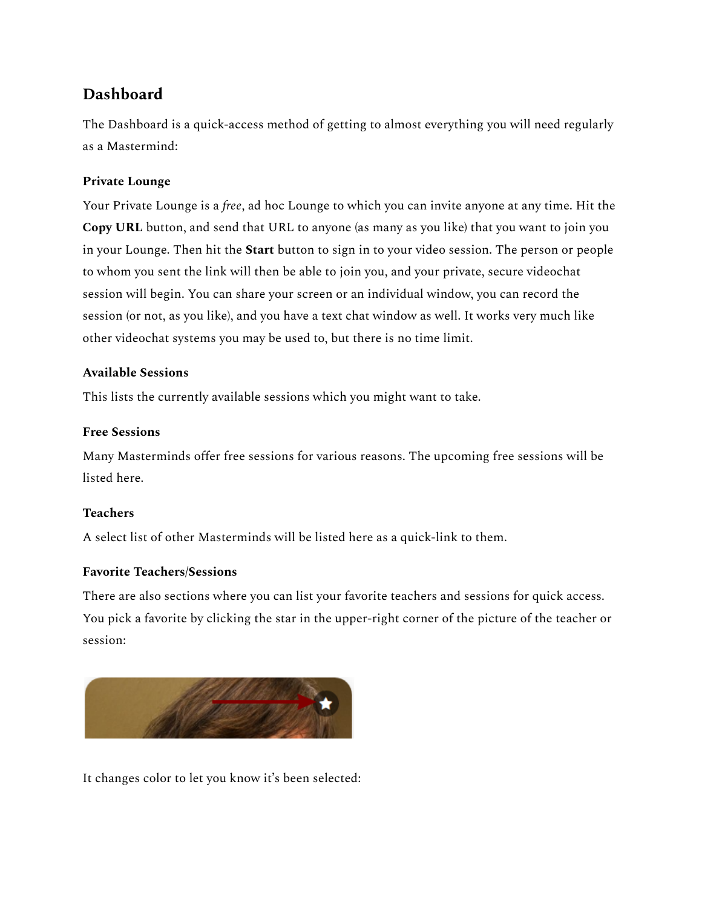## Dashboard

The Dashboard is a quick-access method of getting to almost everything you will need regularly as a Mastermind:

### Private Lounge

Your Private Lounge is a *free*, ad hoc Lounge to which you can invite anyone at any time. Hit the **Copy URL** button, and send that URL to anyone (as many as you like) that you want to join you in your Lounge. Then hit the **Start** button to sign in to your video session. The person or people to whom you sent the link will then be able to join you, and your private, secure videochat session will begin. You can share your screen or an individual window, you can record the session (or not, as you like), and you have a text chat window as well. It works very much like other videochat systems you may be used to, but there is no time limit.

### Available Sessions

This lists the currently available sessions which you might want to take.

### Free Sessions

Many Masterminds offer free sessions for various reasons. The upcoming free sessions will be listed here.

### Teachers

A select list of other Masterminds will be listed here as a quick-link to them.

### Favorite Teachers/Sessions

There are also sections where you can list your favorite teachers and sessions for quick access. You pick a favorite by clicking the star in the upper-right corner of the picture of the teacher or session:

It changes color to let you know it's been selected: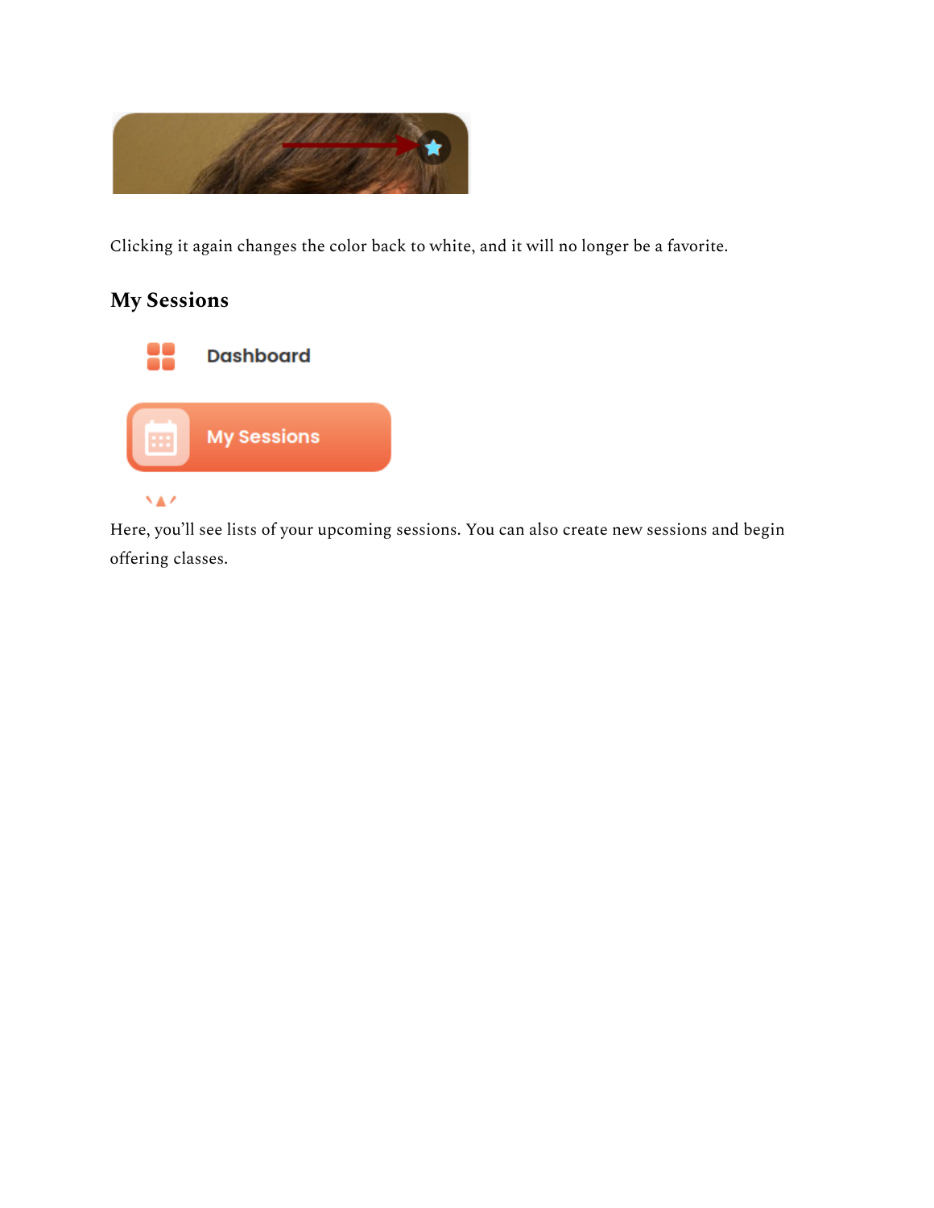Clicking it again changes the color back to white, and it will no longer be a favorite.

### My Sessions

Here, you'll see lists of your upcoming sessions. You can also create new sessions and begin offering classes.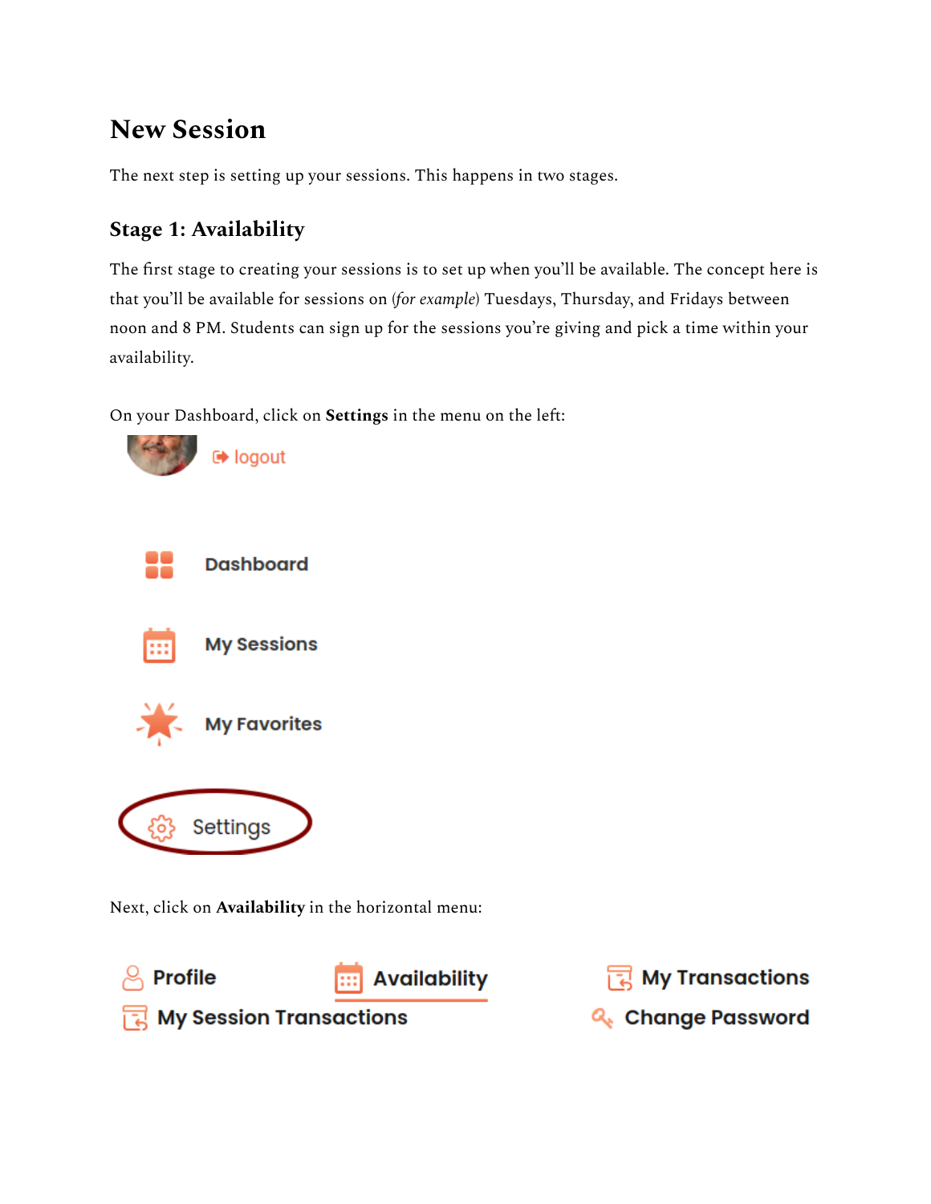## New Session

The next step is setting up your sessions. This happens in two stages.

### Stage 1: Availability

The first stage to creating your sessions is to set up when you'll be available. The concept here is that you'll be available for sessions on (*for example*) Tuesdays, Thursday, and Fridays between noon and 8 PM. Students can sign up for the sessions you're giving and pick a time within your availability.

On your Dashboard, click on **Settings** in the menu on the left:

logout

Dashboard

My Sessions

My Favorites

Settings

Next, click on **Availability** in the horizontal menu:

Profile Availability My Transactions
My Session Transactions Change Password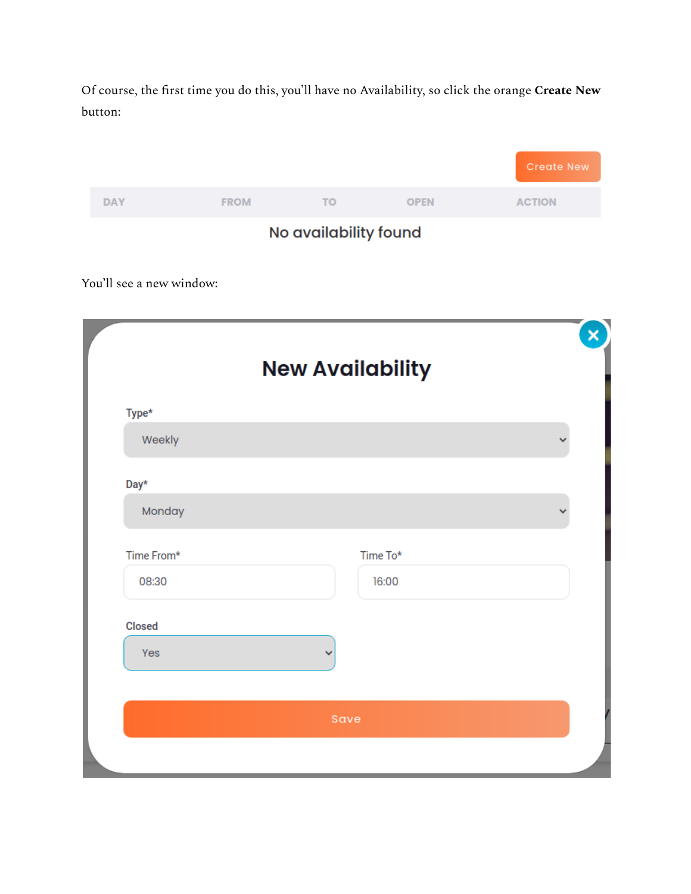Of course, the first time you do this, you'll have no Availability, so click the orange **Create New** button:

Create New

| DAY | FROM | TO | OPEN | ACTION |
|---|---|---|---|---|

No availability found

You'll see a new window:

## New Availability

Type*

Weekly

Day*

Monday

Time From*

08:30

Time To*

16:00

Closed

Yes

Save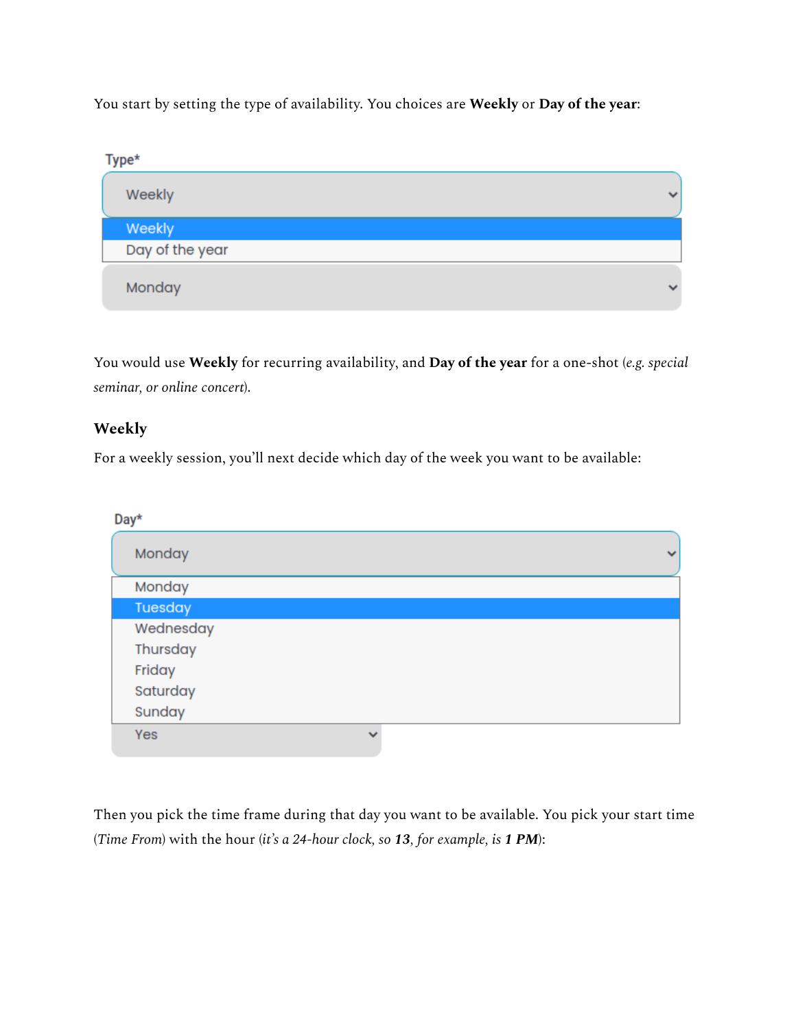You start by setting the type of availability. You choices are **Weekly** or **Day of the year**:

Type*

Weekly

Weekly
Day of the year

Monday

You would use **Weekly** for recurring availability, and **Day of the year** for a one-shot (*e.g. special seminar, or online concert*).

### Weekly

For a weekly session, you'll next decide which day of the week you want to be available:

Day*

Monday

Monday
Tuesday
Wednesday
Thursday
Friday
Saturday
Sunday

Yes

Then you pick the time frame during that day you want to be available. You pick your start time (*Time From*) with the hour (*it's a 24-hour clock, so **13**, for example, is **1 PM***):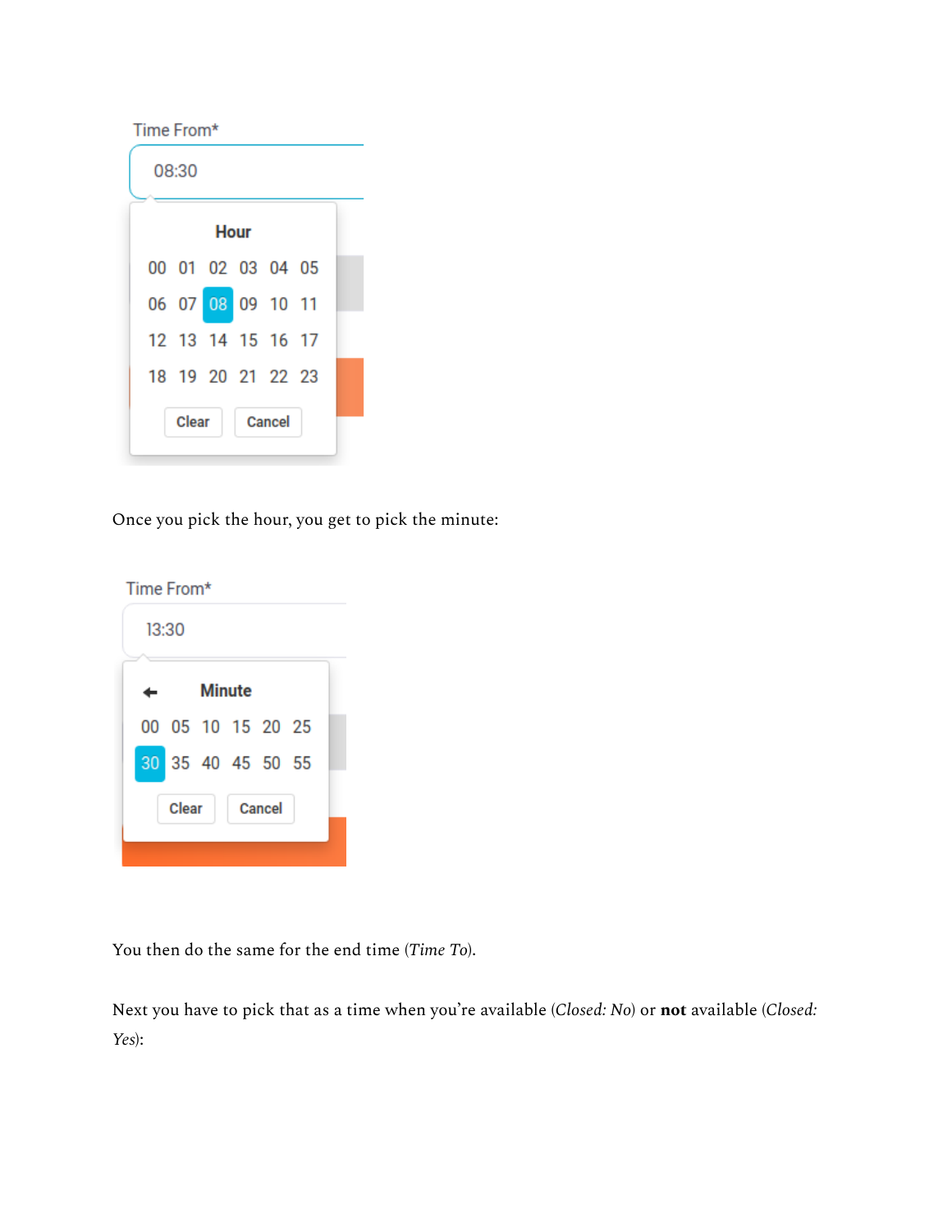Once you pick the hour, you get to pick the minute:

You then do the same for the end time (*Time To*).

Next you have to pick that as a time when you're available (*Closed: No*) or **not** available (*Closed: Yes*):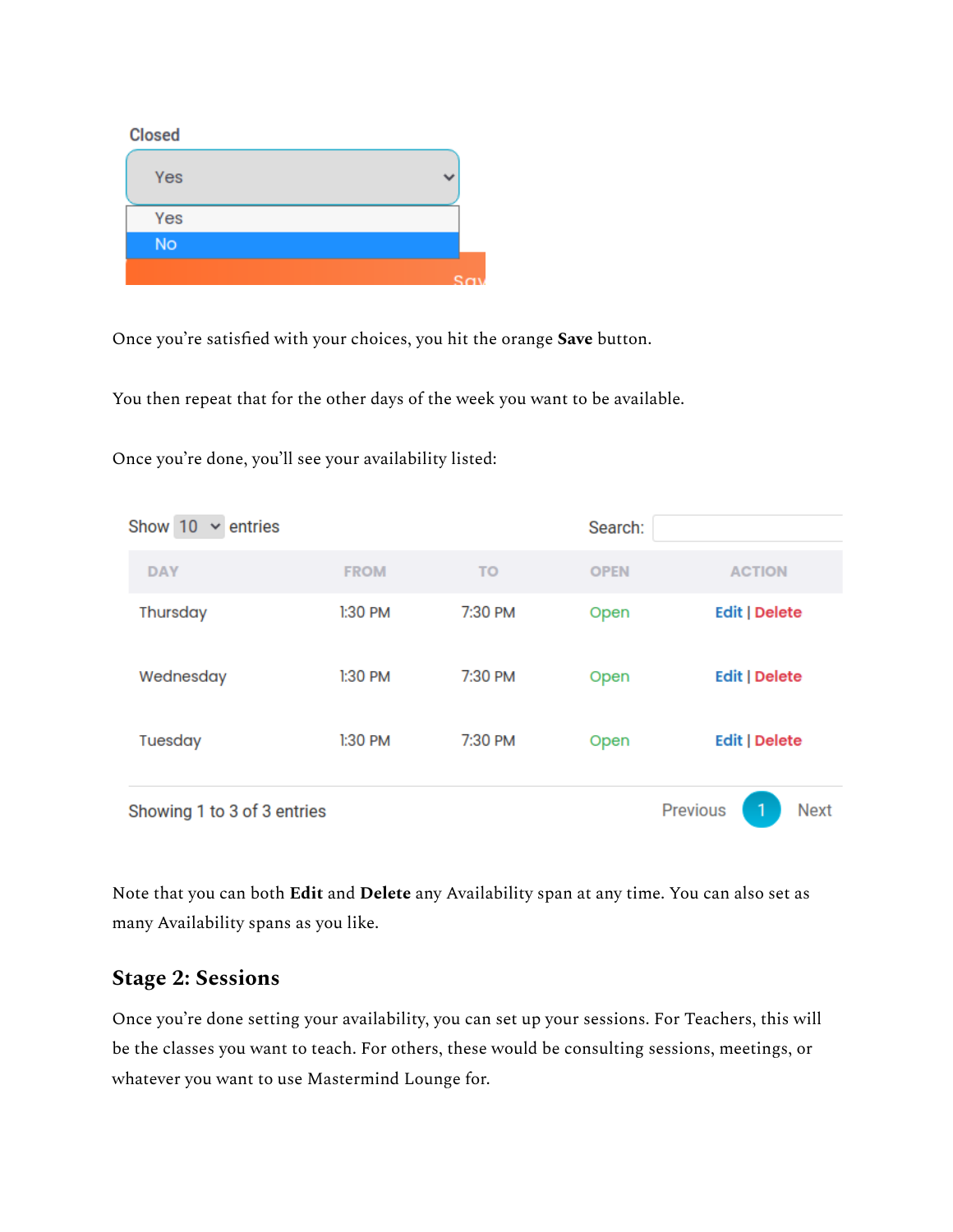Closed

Yes

Yes

No

Once you're satisfied with your choices, you hit the orange **Save** button.

You then repeat that for the other days of the week you want to be available.

Once you're done, you'll see your availability listed:

Show 10 entries                                        Search:

| DAY | FROM | TO | OPEN | ACTION |
|---|---|---|---|---|
| Thursday | 1:30 PM | 7:30 PM | Open | Edit \| Delete |
| Wednesday | 1:30 PM | 7:30 PM | Open | Edit \| Delete |
| Tuesday | 1:30 PM | 7:30 PM | Open | Edit \| Delete |

Showing 1 to 3 of 3 entries                                        Previous 1 Next

Note that you can both **Edit** and **Delete** any Availability span at any time. You can also set as many Availability spans as you like.

## Stage 2: Sessions

Once you're done setting your availability, you can set up your sessions. For Teachers, this will be the classes you want to teach. For others, these would be consulting sessions, meetings, or whatever you want to use Mastermind Lounge for.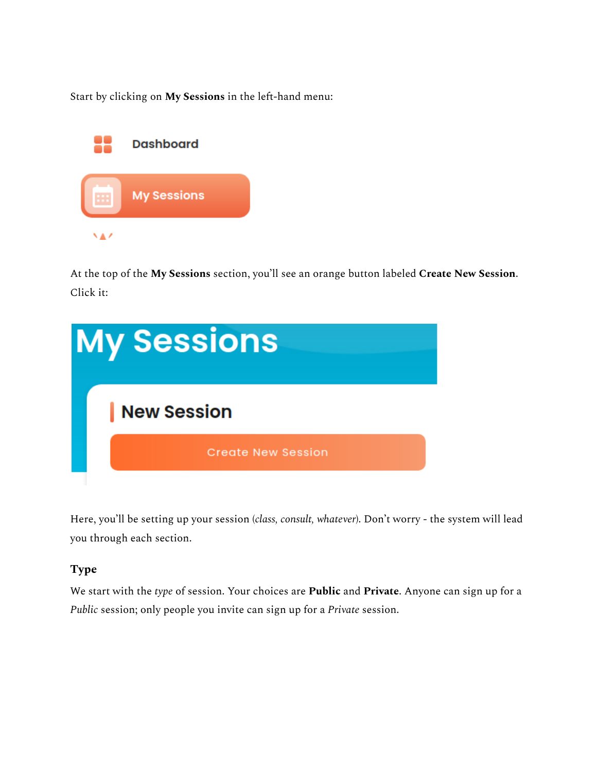Start by clicking on **My Sessions** in the left-hand menu:

At the top of the **My Sessions** section, you'll see an orange button labeled **Create New Session**. Click it:

Here, you'll be setting up your session (*class, consult, whatever*). Don't worry - the system will lead you through each section.

### Type

We start with the *type* of session. Your choices are **Public** and **Private**. Anyone can sign up for a *Public* session; only people you invite can sign up for a *Private* session.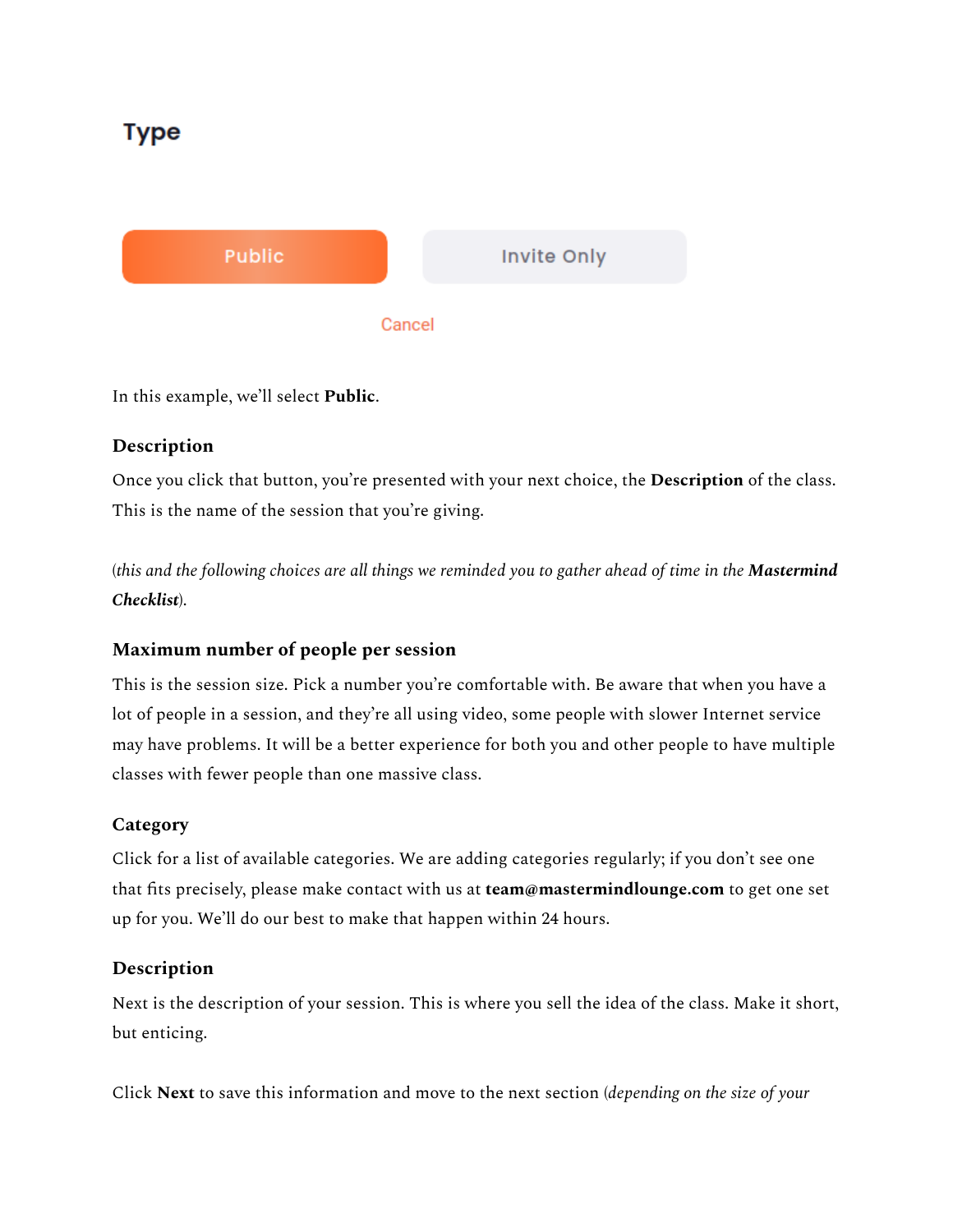**Type**

Public    Invite Only

Cancel

In this example, we'll select **Public**.

### Description

Once you click that button, you're presented with your next choice, the **Description** of the class. This is the name of the session that you're giving.

(*this and the following choices are all things we reminded you to gather ahead of time in the* ***Mastermind Checklist***).

### Maximum number of people per session

This is the session size. Pick a number you're comfortable with. Be aware that when you have a lot of people in a session, and they're all using video, some people with slower Internet service may have problems. It will be a better experience for both you and other people to have multiple classes with fewer people than one massive class.

### Category

Click for a list of available categories. We are adding categories regularly; if you don't see one that fits precisely, please make contact with us at **team@mastermindlounge.com** to get one set up for you. We'll do our best to make that happen within 24 hours.

### Description

Next is the description of your session. This is where you sell the idea of the class. Make it short, but enticing.

Click **Next** to save this information and move to the next section (*depending on the size of your*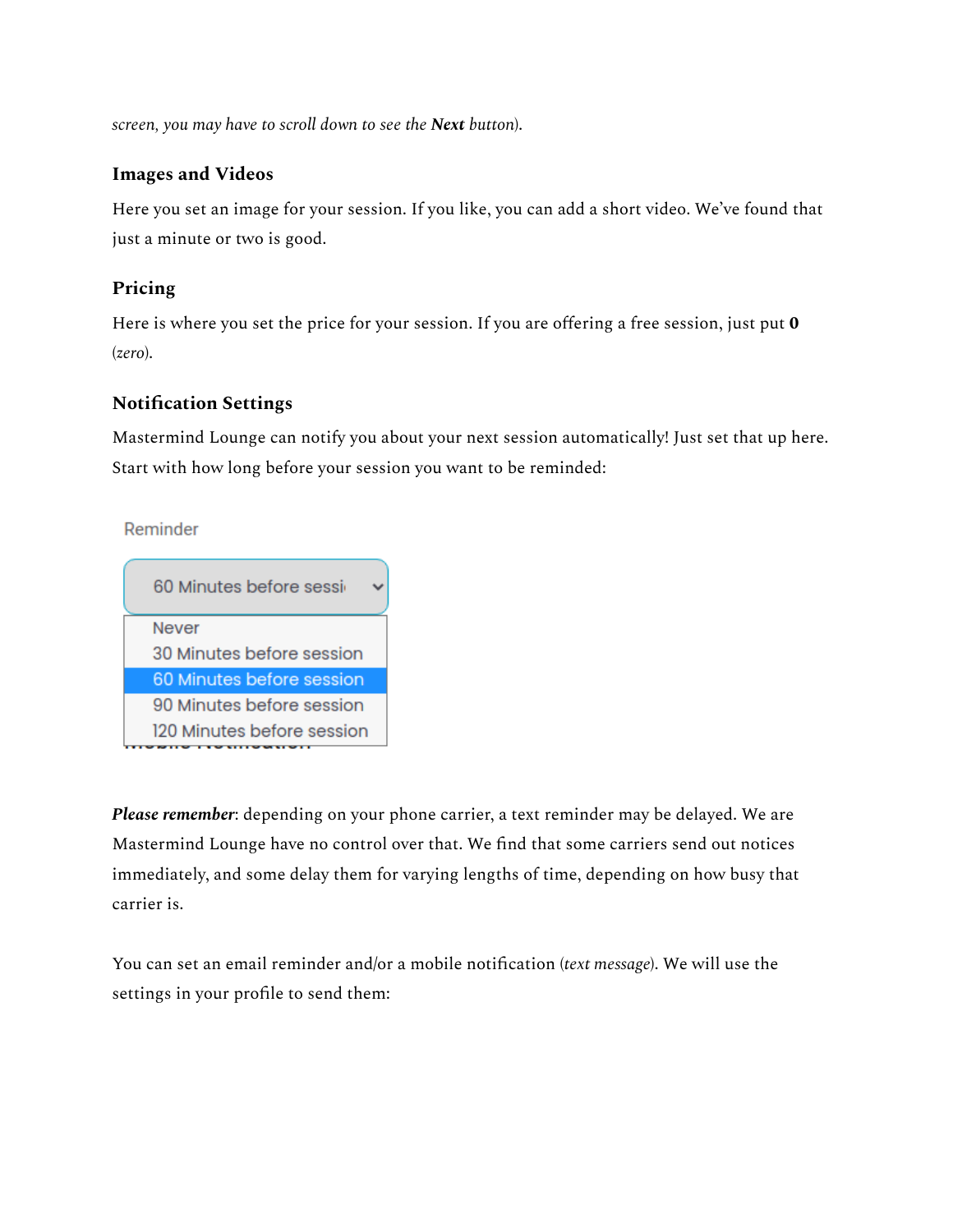*screen, you may have to scroll down to see the **Next** button).*

### Images and Videos

Here you set an image for your session. If you like, you can add a short video. We've found that just a minute or two is good.

### Pricing

Here is where you set the price for your session. If you are offering a free session, just put **0** (*zero*).

### Notification Settings

Mastermind Lounge can notify you about your next session automatically! Just set that up here. Start with how long before your session you want to be reminded:

Reminder

60 Minutes before sessi

- Never
- 30 Minutes before session
- 60 Minutes before session
- 90 Minutes before session
- 120 Minutes before session

***Please remember***: depending on your phone carrier, a text reminder may be delayed. We are Mastermind Lounge have no control over that. We find that some carriers send out notices immediately, and some delay them for varying lengths of time, depending on how busy that carrier is.

You can set an email reminder and/or a mobile notification (*text message*). We will use the settings in your profile to send them: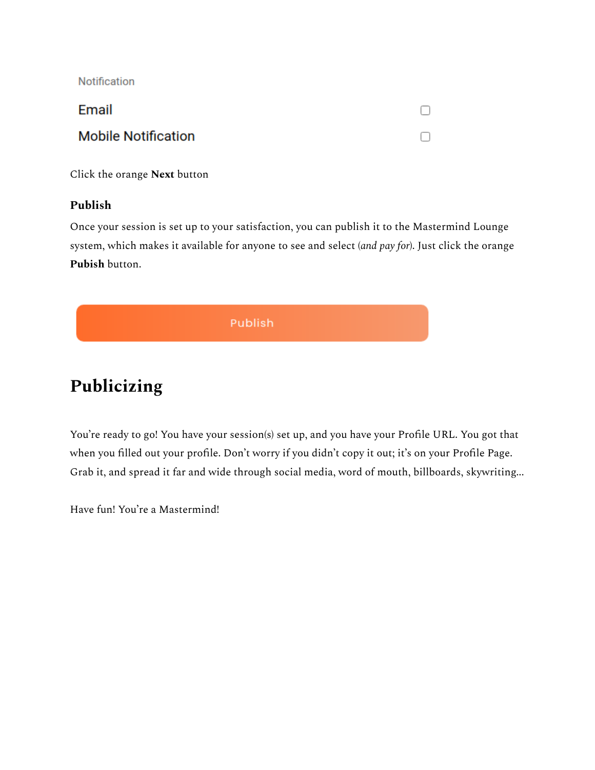Notification

Email ☐

Mobile Notification ☐

Click the orange **Next** button

**Publish**

Once your session is set up to your satisfaction, you can publish it to the Mastermind Lounge system, which makes it available for anyone to see and select (*and pay for*). Just click the orange **Pubish** button.

Publish

# Publicizing

You're ready to go! You have your session(s) set up, and you have your Profile URL. You got that when you filled out your profile. Don't worry if you didn't copy it out; it's on your Profile Page. Grab it, and spread it far and wide through social media, word of mouth, billboards, skywriting...

Have fun! You're a Mastermind!